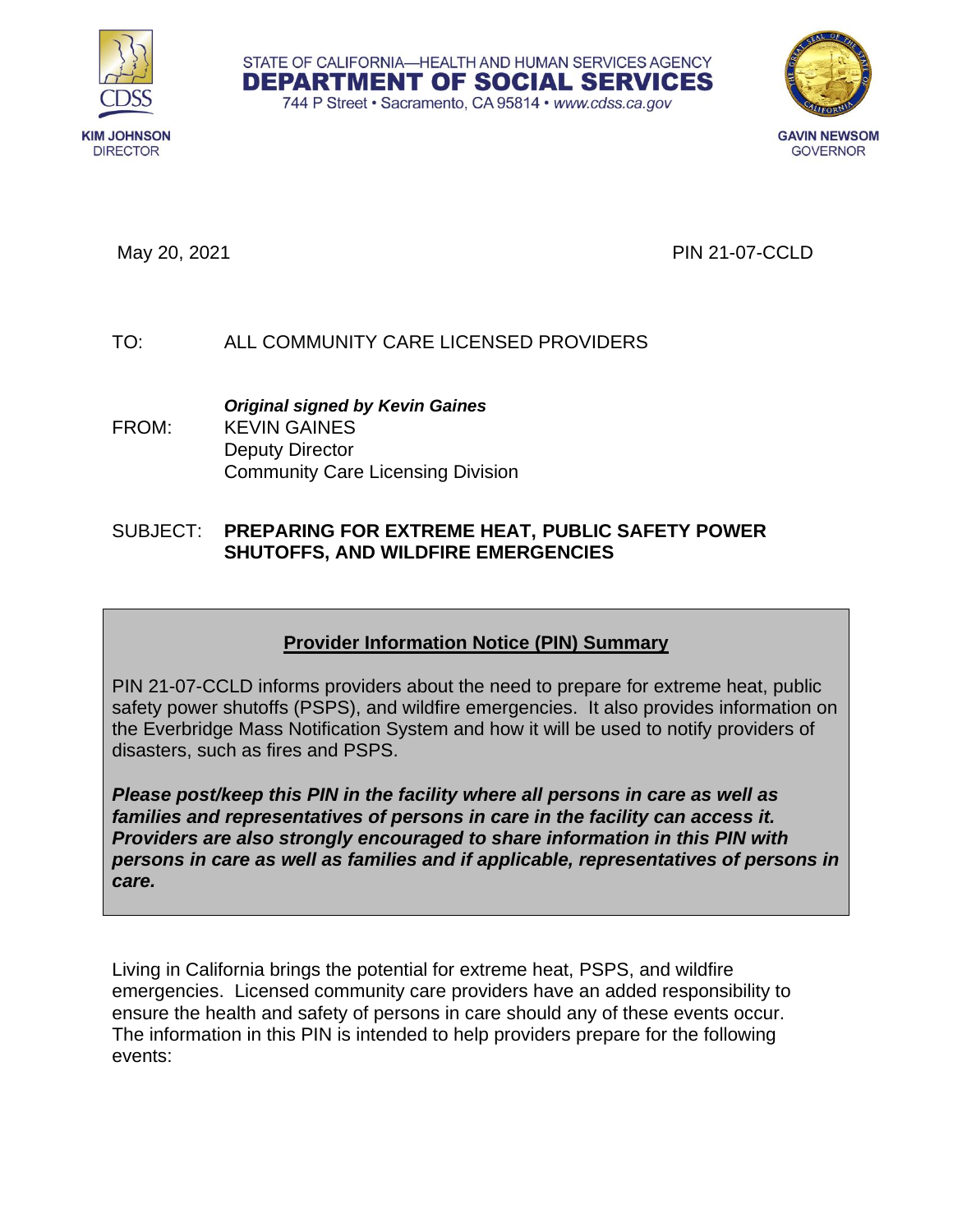STATE OF CALIFORNIA—HEALTH AND HUMAN SERVICES AGENCY
**DEPARTMENT OF SOCIAL SERVICES**
744 P Street • Sacramento, CA 95814 • *www.cdss.ca.gov*

KIM JOHNSON
DIRECTOR

GAVIN NEWSOM
GOVERNOR

May 20, 2021

PIN 21-07-CCLD

TO: ALL COMMUNITY CARE LICENSED PROVIDERS

FROM: ***Original signed by Kevin Gaines***
KEVIN GAINES
Deputy Director
Community Care Licensing Division

SUBJECT: **PREPARING FOR EXTREME HEAT, PUBLIC SAFETY POWER SHUTOFFS, AND WILDFIRE EMERGENCIES**

**Provider Information Notice (PIN) Summary**

PIN 21-07-CCLD informs providers about the need to prepare for extreme heat, public safety power shutoffs (PSPS), and wildfire emergencies. It also provides information on the Everbridge Mass Notification System and how it will be used to notify providers of disasters, such as fires and PSPS.

***Please post/keep this PIN in the facility where all persons in care as well as families and representatives of persons in care in the facility can access it. Providers are also strongly encouraged to share information in this PIN with persons in care as well as families and if applicable, representatives of persons in care.***

Living in California brings the potential for extreme heat, PSPS, and wildfire emergencies. Licensed community care providers have an added responsibility to ensure the health and safety of persons in care should any of these events occur. The information in this PIN is intended to help providers prepare for the following events: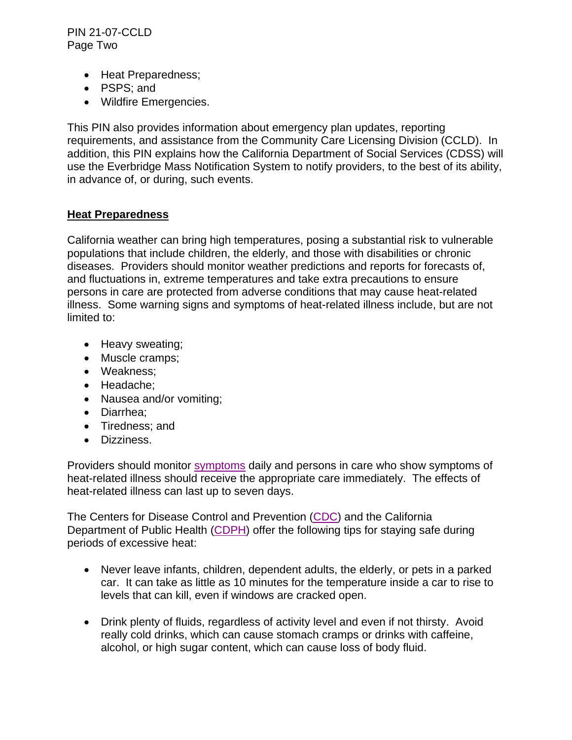- Heat Preparedness;
- PSPS; and
- Wildfire Emergencies.

This PIN also provides information about emergency plan updates, reporting requirements, and assistance from the Community Care Licensing Division (CCLD). In addition, this PIN explains how the California Department of Social Services (CDSS) will use the Everbridge Mass Notification System to notify providers, to the best of its ability, in advance of, or during, such events.

## Heat Preparedness

California weather can bring high temperatures, posing a substantial risk to vulnerable populations that include children, the elderly, and those with disabilities or chronic diseases. Providers should monitor weather predictions and reports for forecasts of, and fluctuations in, extreme temperatures and take extra precautions to ensure persons in care are protected from adverse conditions that may cause heat-related illness. Some warning signs and symptoms of heat-related illness include, but are not limited to:

- Heavy sweating;
- Muscle cramps;
- Weakness;
- Headache;
- Nausea and/or vomiting;
- Diarrhea;
- Tiredness; and
- Dizziness.

Providers should monitor symptoms daily and persons in care who show symptoms of heat-related illness should receive the appropriate care immediately. The effects of heat-related illness can last up to seven days.

The Centers for Disease Control and Prevention (CDC) and the California Department of Public Health (CDPH) offer the following tips for staying safe during periods of excessive heat:

- Never leave infants, children, dependent adults, the elderly, or pets in a parked car. It can take as little as 10 minutes for the temperature inside a car to rise to levels that can kill, even if windows are cracked open.

- Drink plenty of fluids, regardless of activity level and even if not thirsty. Avoid really cold drinks, which can cause stomach cramps or drinks with caffeine, alcohol, or high sugar content, which can cause loss of body fluid.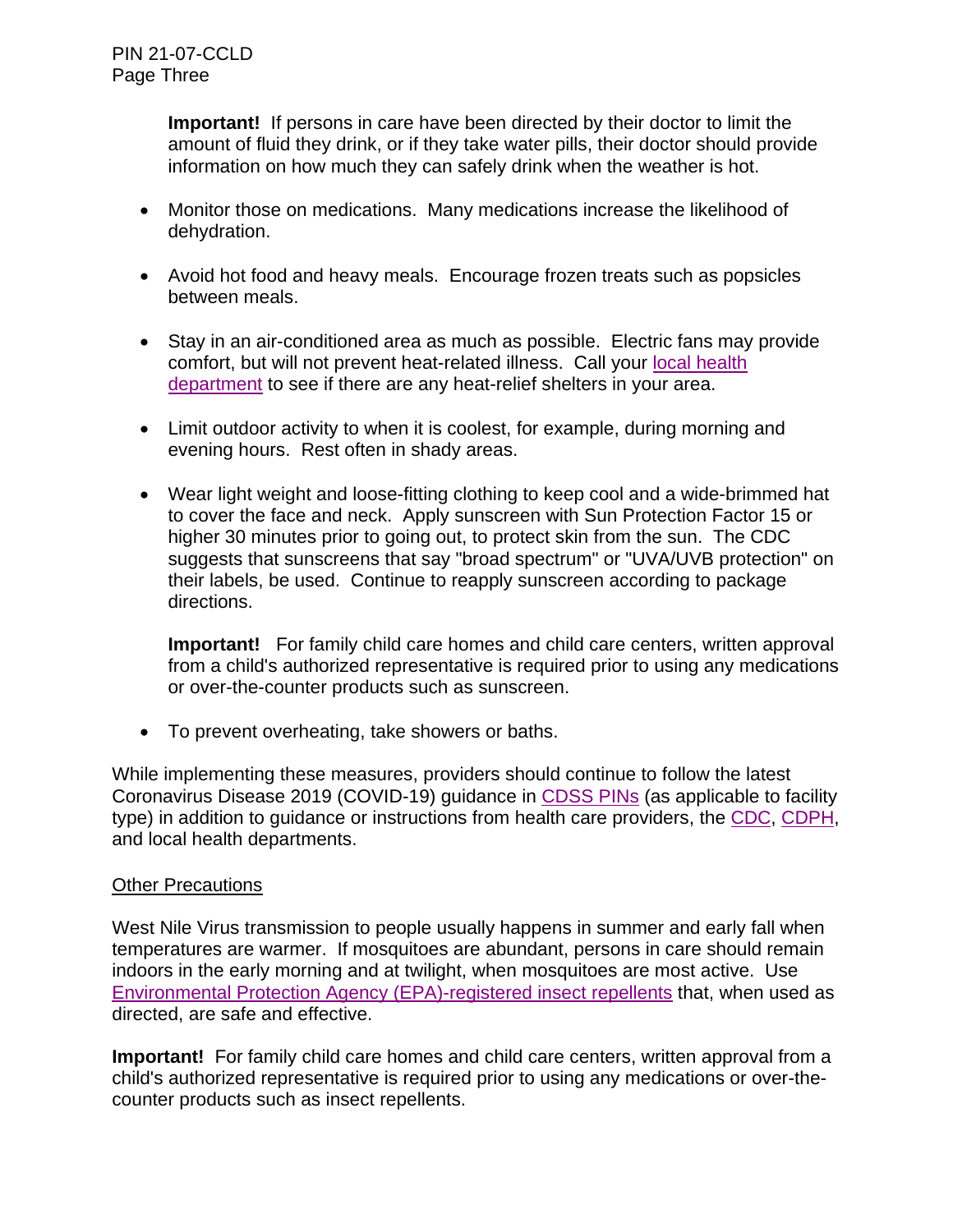**Important!** If persons in care have been directed by their doctor to limit the amount of fluid they drink, or if they take water pills, their doctor should provide information on how much they can safely drink when the weather is hot.

- Monitor those on medications. Many medications increase the likelihood of dehydration.

- Avoid hot food and heavy meals. Encourage frozen treats such as popsicles between meals.

- Stay in an air-conditioned area as much as possible. Electric fans may provide comfort, but will not prevent heat-related illness. Call your local health department to see if there are any heat-relief shelters in your area.

- Limit outdoor activity to when it is coolest, for example, during morning and evening hours. Rest often in shady areas.

- Wear light weight and loose-fitting clothing to keep cool and a wide-brimmed hat to cover the face and neck. Apply sunscreen with Sun Protection Factor 15 or higher 30 minutes prior to going out, to protect skin from the sun. The CDC suggests that sunscreens that say "broad spectrum" or "UVA/UVB protection" on their labels, be used. Continue to reapply sunscreen according to package directions.

  **Important!** For family child care homes and child care centers, written approval from a child's authorized representative is required prior to using any medications or over-the-counter products such as sunscreen.

- To prevent overheating, take showers or baths.

While implementing these measures, providers should continue to follow the latest Coronavirus Disease 2019 (COVID-19) guidance in CDSS PINs (as applicable to facility type) in addition to guidance or instructions from health care providers, the CDC, CDPH, and local health departments.

Other Precautions

West Nile Virus transmission to people usually happens in summer and early fall when temperatures are warmer. If mosquitoes are abundant, persons in care should remain indoors in the early morning and at twilight, when mosquitoes are most active. Use Environmental Protection Agency (EPA)-registered insect repellents that, when used as directed, are safe and effective.

**Important!** For family child care homes and child care centers, written approval from a child's authorized representative is required prior to using any medications or over-the-counter products such as insect repellents.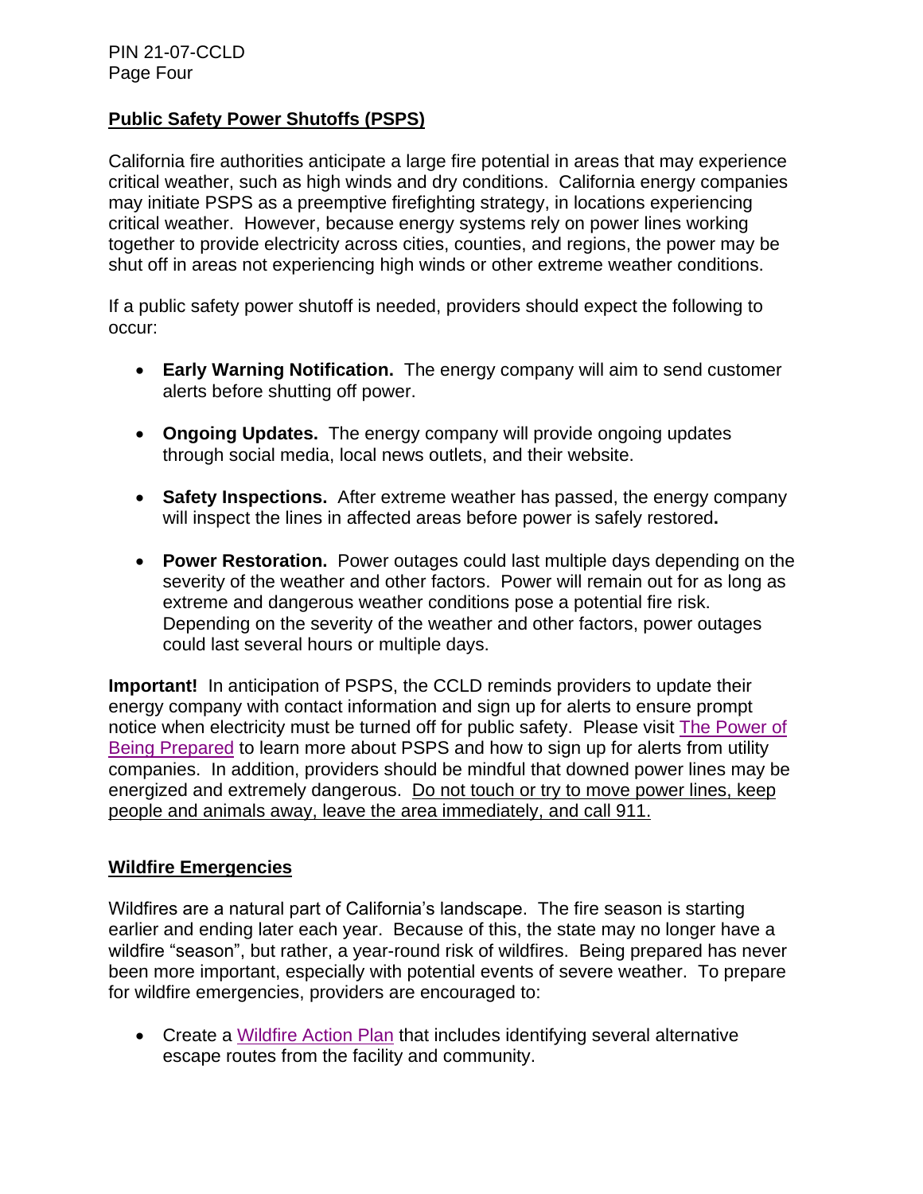## Public Safety Power Shutoffs (PSPS)

California fire authorities anticipate a large fire potential in areas that may experience critical weather, such as high winds and dry conditions. California energy companies may initiate PSPS as a preemptive firefighting strategy, in locations experiencing critical weather. However, because energy systems rely on power lines working together to provide electricity across cities, counties, and regions, the power may be shut off in areas not experiencing high winds or other extreme weather conditions.

If a public safety power shutoff is needed, providers should expect the following to occur:

- **Early Warning Notification.** The energy company will aim to send customer alerts before shutting off power.
- **Ongoing Updates.** The energy company will provide ongoing updates through social media, local news outlets, and their website.
- **Safety Inspections.** After extreme weather has passed, the energy company will inspect the lines in affected areas before power is safely restored**.**
- **Power Restoration.** Power outages could last multiple days depending on the severity of the weather and other factors. Power will remain out for as long as extreme and dangerous weather conditions pose a potential fire risk. Depending on the severity of the weather and other factors, power outages could last several hours or multiple days.

**Important!** In anticipation of PSPS, the CCLD reminds providers to update their energy company with contact information and sign up for alerts to ensure prompt notice when electricity must be turned off for public safety. Please visit The Power of Being Prepared to learn more about PSPS and how to sign up for alerts from utility companies. In addition, providers should be mindful that downed power lines may be energized and extremely dangerous. Do not touch or try to move power lines, keep people and animals away, leave the area immediately, and call 911.

## Wildfire Emergencies

Wildfires are a natural part of California's landscape. The fire season is starting earlier and ending later each year. Because of this, the state may no longer have a wildfire "season", but rather, a year-round risk of wildfires. Being prepared has never been more important, especially with potential events of severe weather. To prepare for wildfire emergencies, providers are encouraged to:

- Create a Wildfire Action Plan that includes identifying several alternative escape routes from the facility and community.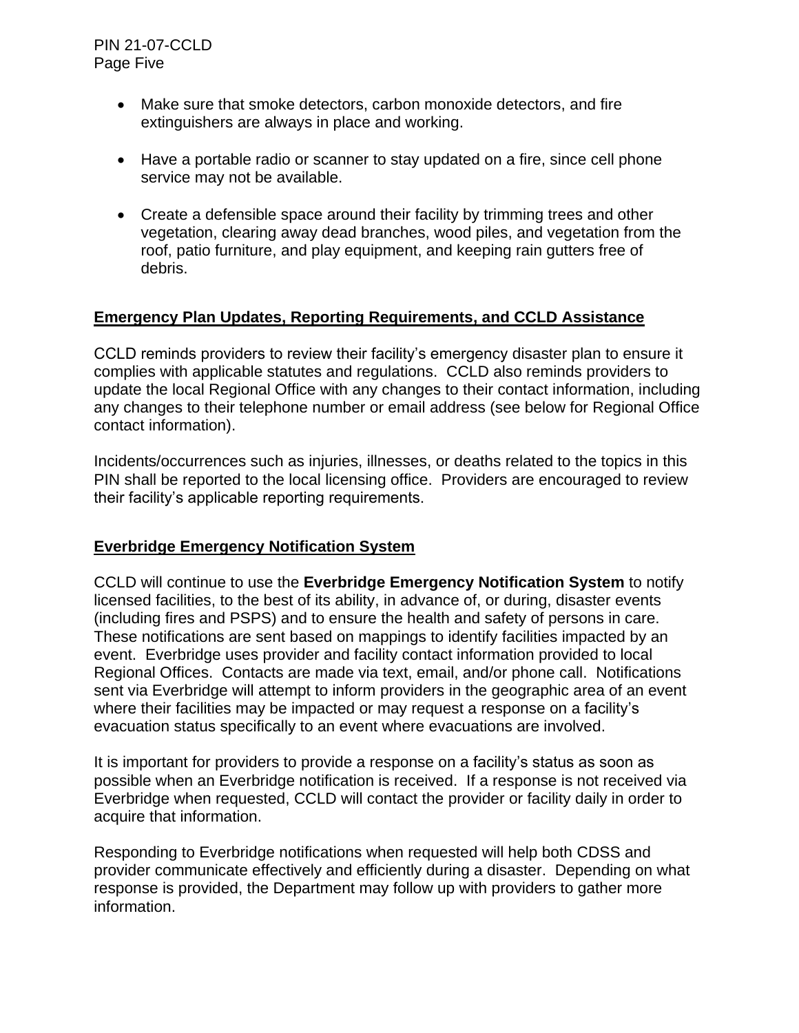- Make sure that smoke detectors, carbon monoxide detectors, and fire extinguishers are always in place and working.

- Have a portable radio or scanner to stay updated on a fire, since cell phone service may not be available.

- Create a defensible space around their facility by trimming trees and other vegetation, clearing away dead branches, wood piles, and vegetation from the roof, patio furniture, and play equipment, and keeping rain gutters free of debris.

## Emergency Plan Updates, Reporting Requirements, and CCLD Assistance

CCLD reminds providers to review their facility's emergency disaster plan to ensure it complies with applicable statutes and regulations. CCLD also reminds providers to update the local Regional Office with any changes to their contact information, including any changes to their telephone number or email address (see below for Regional Office contact information).

Incidents/occurrences such as injuries, illnesses, or deaths related to the topics in this PIN shall be reported to the local licensing office. Providers are encouraged to review their facility's applicable reporting requirements.

## Everbridge Emergency Notification System

CCLD will continue to use the **Everbridge Emergency Notification System** to notify licensed facilities, to the best of its ability, in advance of, or during, disaster events (including fires and PSPS) and to ensure the health and safety of persons in care. These notifications are sent based on mappings to identify facilities impacted by an event. Everbridge uses provider and facility contact information provided to local Regional Offices. Contacts are made via text, email, and/or phone call. Notifications sent via Everbridge will attempt to inform providers in the geographic area of an event where their facilities may be impacted or may request a response on a facility's evacuation status specifically to an event where evacuations are involved.

It is important for providers to provide a response on a facility's status as soon as possible when an Everbridge notification is received. If a response is not received via Everbridge when requested, CCLD will contact the provider or facility daily in order to acquire that information.

Responding to Everbridge notifications when requested will help both CDSS and provider communicate effectively and efficiently during a disaster. Depending on what response is provided, the Department may follow up with providers to gather more information.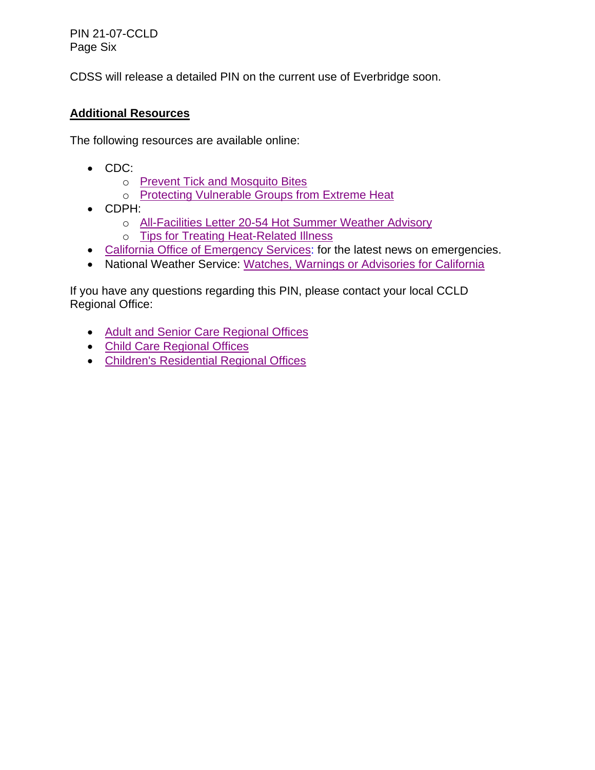CDSS will release a detailed PIN on the current use of Everbridge soon.

## Additional Resources

The following resources are available online:

- CDC:
  - Prevent Tick and Mosquito Bites
  - Protecting Vulnerable Groups from Extreme Heat
- CDPH:
  - All-Facilities Letter 20-54 Hot Summer Weather Advisory
  - Tips for Treating Heat-Related Illness
- California Office of Emergency Services: for the latest news on emergencies.
- National Weather Service: Watches, Warnings or Advisories for California

If you have any questions regarding this PIN, please contact your local CCLD Regional Office:

- Adult and Senior Care Regional Offices
- Child Care Regional Offices
- Children's Residential Regional Offices